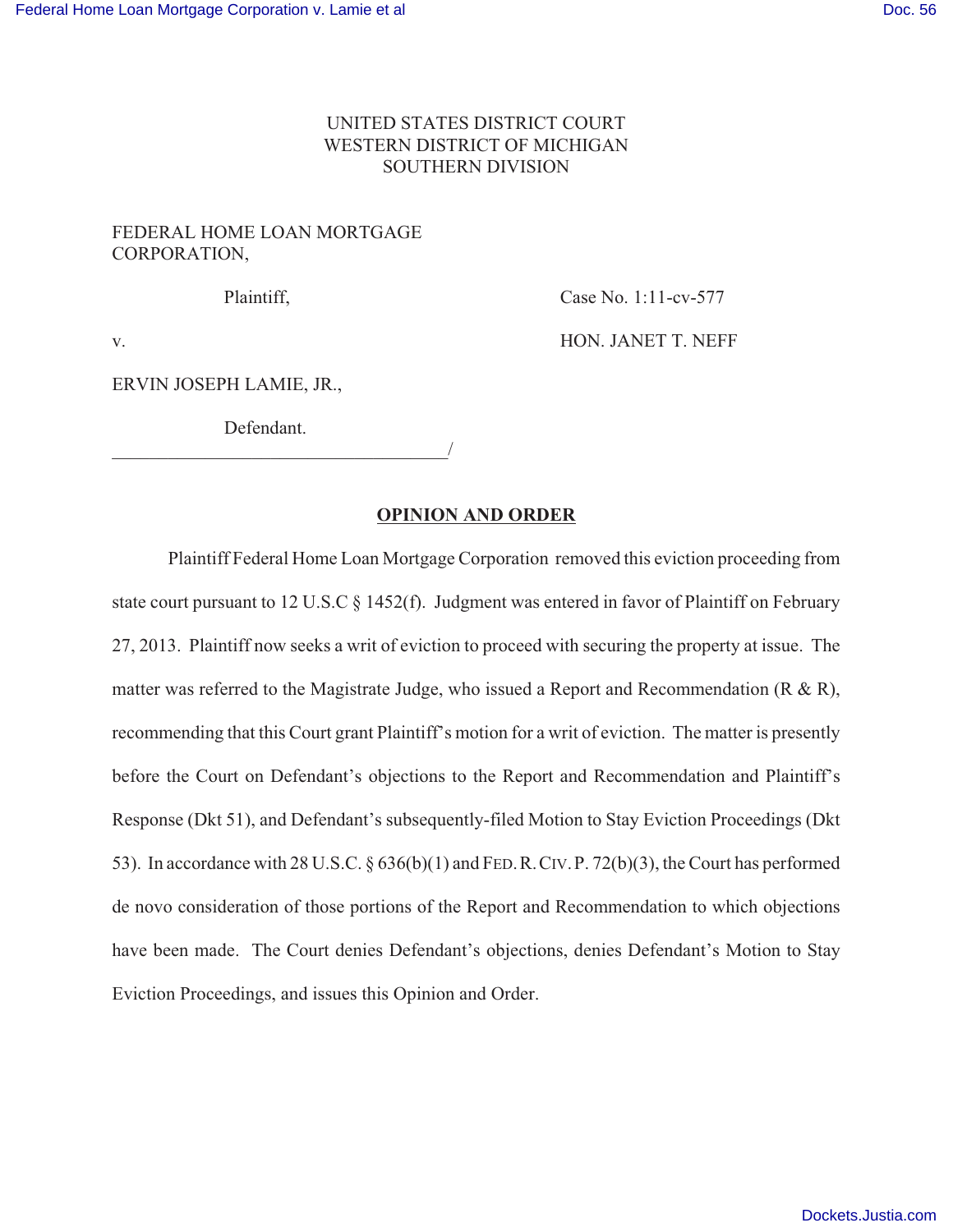UNITED STATES DISTRICT COURT
WESTERN DISTRICT OF MICHIGAN
SOUTHERN DIVISION

FEDERAL HOME LOAN MORTGAGE CORPORATION,

Plaintiff,

v.

ERVIN JOSEPH LAMIE, JR.,

Defendant.

Case No. 1:11-cv-577

HON. JANET T. NEFF

## OPINION AND ORDER

Plaintiff Federal Home Loan Mortgage Corporation removed this eviction proceeding from state court pursuant to 12 U.S.C § 1452(f). Judgment was entered in favor of Plaintiff on February 27, 2013. Plaintiff now seeks a writ of eviction to proceed with securing the property at issue. The matter was referred to the Magistrate Judge, who issued a Report and Recommendation (R & R), recommending that this Court grant Plaintiff's motion for a writ of eviction. The matter is presently before the Court on Defendant's objections to the Report and Recommendation and Plaintiff's Response (Dkt 51), and Defendant's subsequently-filed Motion to Stay Eviction Proceedings (Dkt 53). In accordance with 28 U.S.C. § 636(b)(1) and FED. R. CIV. P. 72(b)(3), the Court has performed de novo consideration of those portions of the Report and Recommendation to which objections have been made. The Court denies Defendant's objections, denies Defendant's Motion to Stay Eviction Proceedings, and issues this Opinion and Order.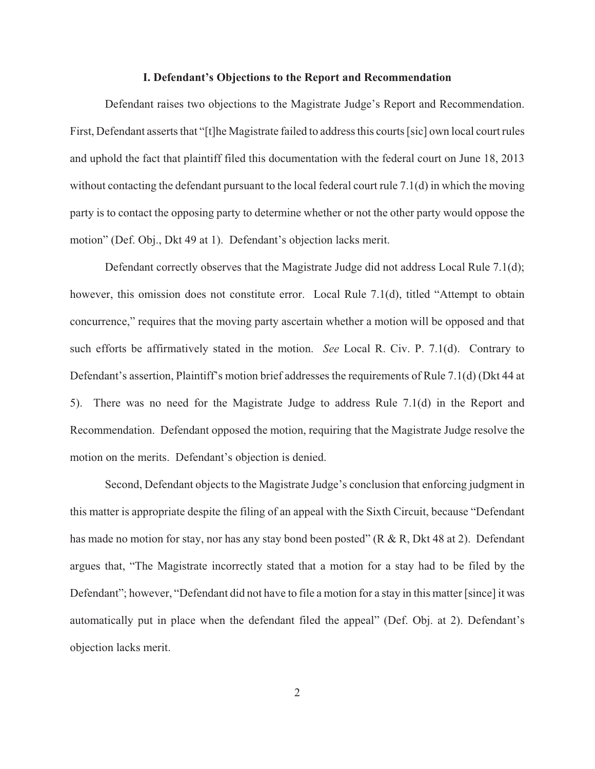### I. Defendant's Objections to the Report and Recommendation

Defendant raises two objections to the Magistrate Judge's Report and Recommendation. First, Defendant asserts that "[t]he Magistrate failed to address this courts [sic] own local court rules and uphold the fact that plaintiff filed this documentation with the federal court on June 18, 2013 without contacting the defendant pursuant to the local federal court rule 7.1(d) in which the moving party is to contact the opposing party to determine whether or not the other party would oppose the motion" (Def. Obj., Dkt 49 at 1). Defendant's objection lacks merit.

Defendant correctly observes that the Magistrate Judge did not address Local Rule 7.1(d); however, this omission does not constitute error. Local Rule 7.1(d), titled "Attempt to obtain concurrence," requires that the moving party ascertain whether a motion will be opposed and that such efforts be affirmatively stated in the motion. *See* Local R. Civ. P. 7.1(d). Contrary to Defendant's assertion, Plaintiff's motion brief addresses the requirements of Rule 7.1(d) (Dkt 44 at 5). There was no need for the Magistrate Judge to address Rule 7.1(d) in the Report and Recommendation. Defendant opposed the motion, requiring that the Magistrate Judge resolve the motion on the merits. Defendant's objection is denied.

Second, Defendant objects to the Magistrate Judge's conclusion that enforcing judgment in this matter is appropriate despite the filing of an appeal with the Sixth Circuit, because "Defendant has made no motion for stay, nor has any stay bond been posted" (R & R, Dkt 48 at 2). Defendant argues that, "The Magistrate incorrectly stated that a motion for a stay had to be filed by the Defendant"; however, "Defendant did not have to file a motion for a stay in this matter [since] it was automatically put in place when the defendant filed the appeal" (Def. Obj. at 2). Defendant's objection lacks merit.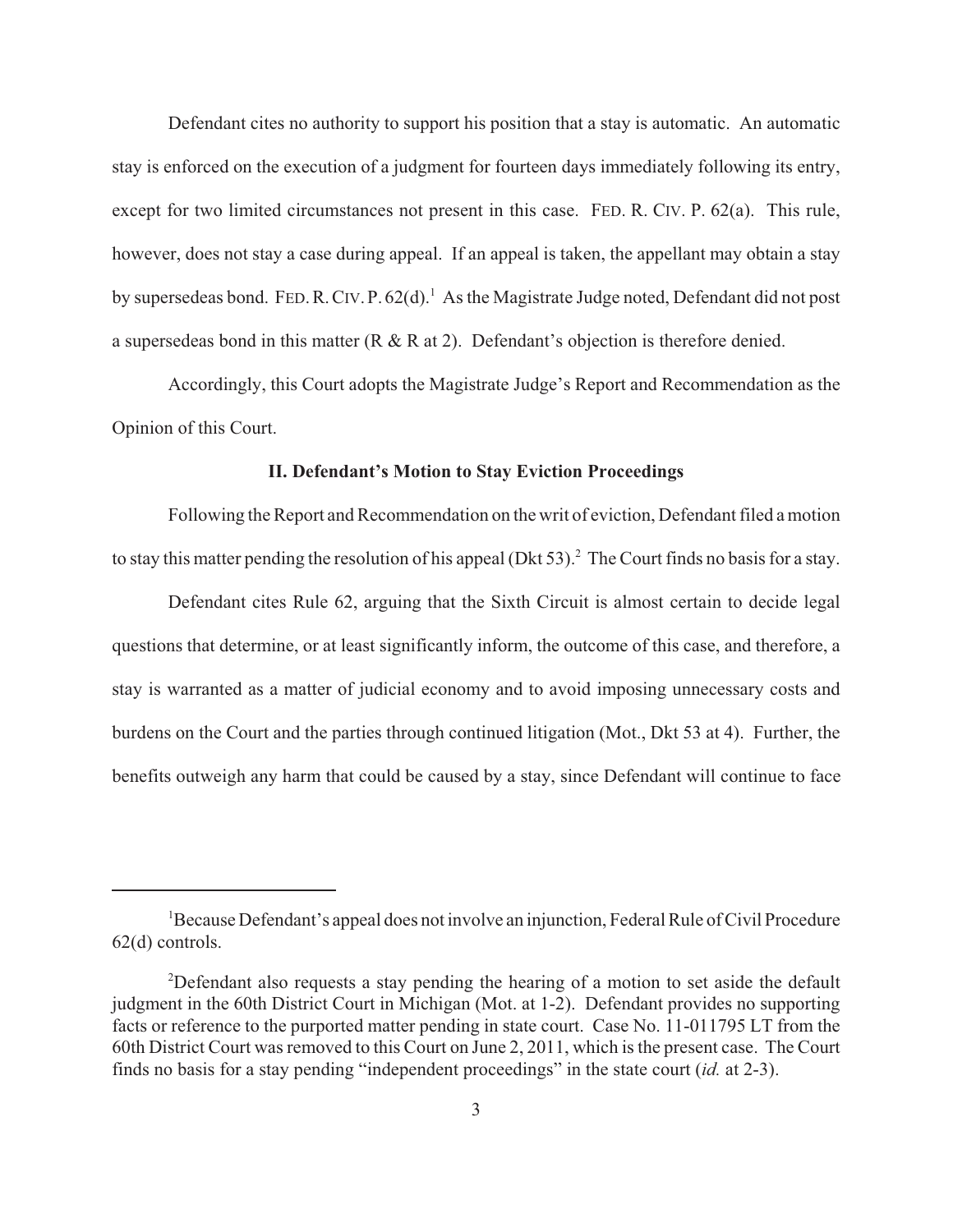Defendant cites no authority to support his position that a stay is automatic. An automatic stay is enforced on the execution of a judgment for fourteen days immediately following its entry, except for two limited circumstances not present in this case. FED. R. CIV. P. 62(a). This rule, however, does not stay a case during appeal. If an appeal is taken, the appellant may obtain a stay by supersedeas bond. FED. R. CIV. P. 62(d).[1] As the Magistrate Judge noted, Defendant did not post a supersedeas bond in this matter (R & R at 2). Defendant's objection is therefore denied.

Accordingly, this Court adopts the Magistrate Judge's Report and Recommendation as the Opinion of this Court.

## II. Defendant's Motion to Stay Eviction Proceedings

Following the Report and Recommendation on the writ of eviction, Defendant filed a motion to stay this matter pending the resolution of his appeal (Dkt 53).[2] The Court finds no basis for a stay.

Defendant cites Rule 62, arguing that the Sixth Circuit is almost certain to decide legal questions that determine, or at least significantly inform, the outcome of this case, and therefore, a stay is warranted as a matter of judicial economy and to avoid imposing unnecessary costs and burdens on the Court and the parties through continued litigation (Mot., Dkt 53 at 4). Further, the benefits outweigh any harm that could be caused by a stay, since Defendant will continue to face

---

[1] Because Defendant's appeal does not involve an injunction, Federal Rule of Civil Procedure 62(d) controls.

[2] Defendant also requests a stay pending the hearing of a motion to set aside the default judgment in the 60th District Court in Michigan (Mot. at 1-2). Defendant provides no supporting facts or reference to the purported matter pending in state court. Case No. 11-011795 LT from the 60th District Court was removed to this Court on June 2, 2011, which is the present case. The Court finds no basis for a stay pending "independent proceedings" in the state court (*id.* at 2-3).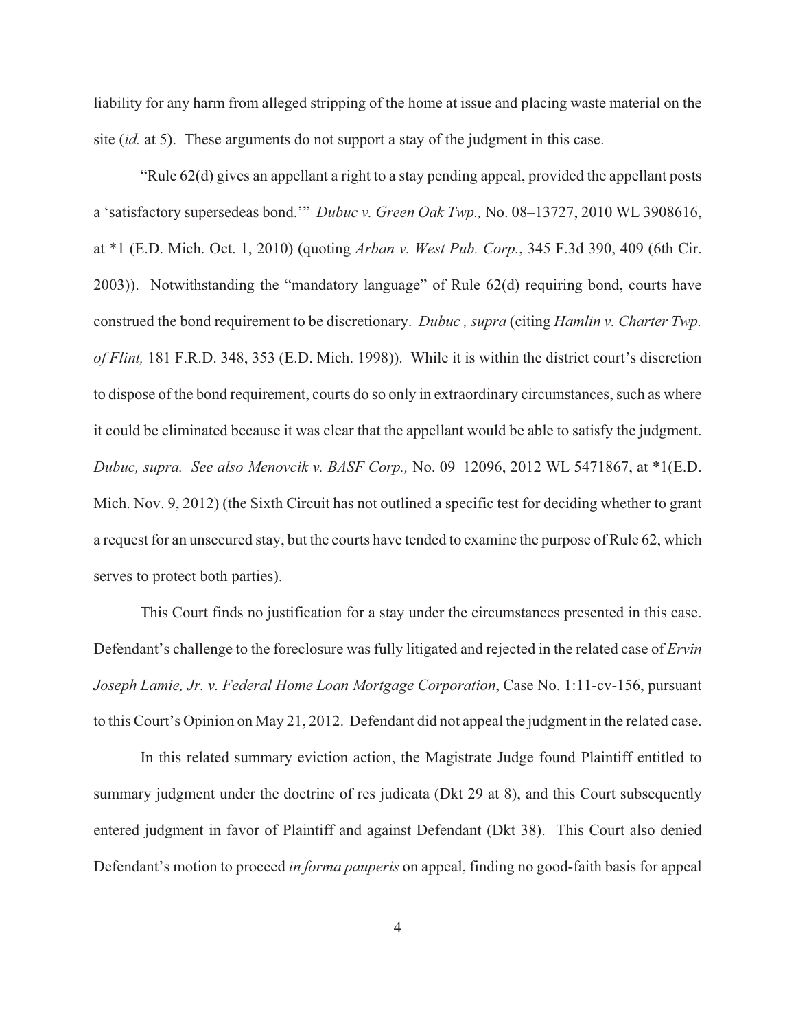liability for any harm from alleged stripping of the home at issue and placing waste material on the site (*id.* at 5). These arguments do not support a stay of the judgment in this case.

"Rule 62(d) gives an appellant a right to a stay pending appeal, provided the appellant posts a 'satisfactory supersedeas bond.'" *Dubuc v. Green Oak Twp.,* No. 08–13727, 2010 WL 3908616, at *1 (E.D. Mich. Oct. 1, 2010) (quoting *Arban v. West Pub. Corp.*, 345 F.3d 390, 409 (6th Cir. 2003)). Notwithstanding the "mandatory language" of Rule 62(d) requiring bond, courts have construed the bond requirement to be discretionary. *Dubuc , supra* (citing *Hamlin v. Charter Twp. of Flint,* 181 F.R.D. 348, 353 (E.D. Mich. 1998)). While it is within the district court's discretion to dispose of the bond requirement, courts do so only in extraordinary circumstances, such as where it could be eliminated because it was clear that the appellant would be able to satisfy the judgment. *Dubuc, supra. See also Menovcik v. BASF Corp.,* No. 09–12096, 2012 WL 5471867, at *1(E.D. Mich. Nov. 9, 2012) (the Sixth Circuit has not outlined a specific test for deciding whether to grant a request for an unsecured stay, but the courts have tended to examine the purpose of Rule 62, which serves to protect both parties).

This Court finds no justification for a stay under the circumstances presented in this case. Defendant's challenge to the foreclosure was fully litigated and rejected in the related case of *Ervin Joseph Lamie, Jr. v. Federal Home Loan Mortgage Corporation*, Case No. 1:11-cv-156, pursuant to this Court's Opinion on May 21, 2012. Defendant did not appeal the judgment in the related case.

In this related summary eviction action, the Magistrate Judge found Plaintiff entitled to summary judgment under the doctrine of res judicata (Dkt 29 at 8), and this Court subsequently entered judgment in favor of Plaintiff and against Defendant (Dkt 38). This Court also denied Defendant's motion to proceed *in forma pauperis* on appeal, finding no good-faith basis for appeal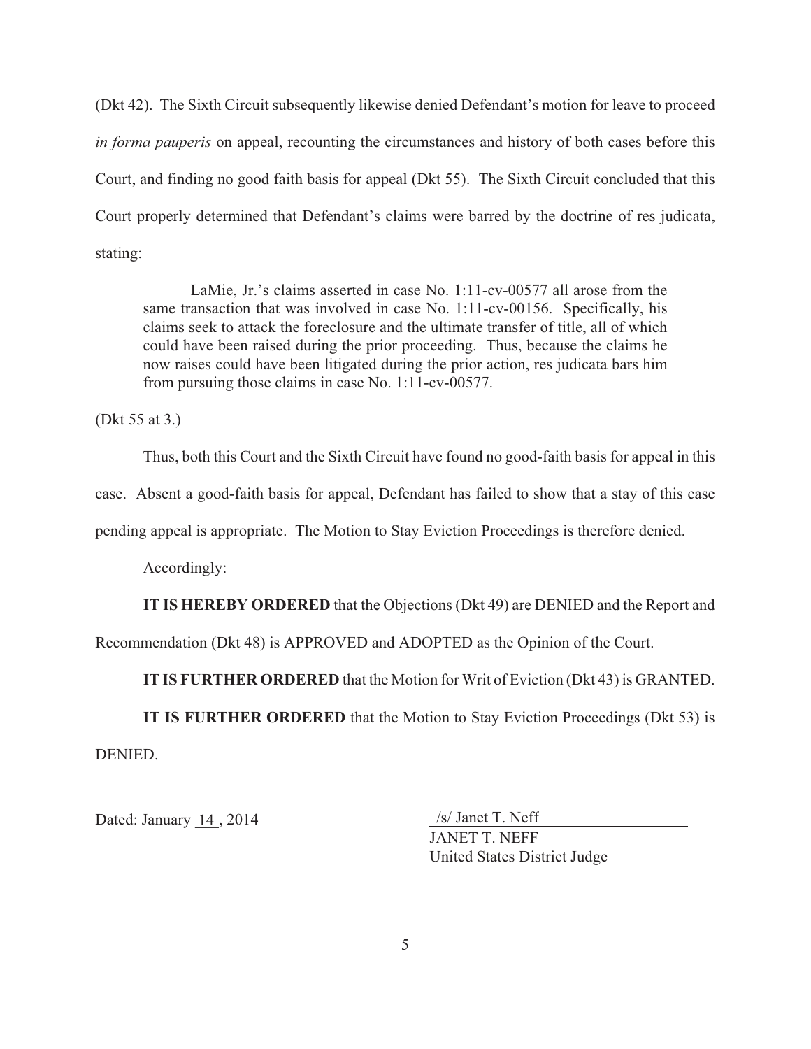(Dkt 42). The Sixth Circuit subsequently likewise denied Defendant's motion for leave to proceed *in forma pauperis* on appeal, recounting the circumstances and history of both cases before this Court, and finding no good faith basis for appeal (Dkt 55). The Sixth Circuit concluded that this Court properly determined that Defendant's claims were barred by the doctrine of res judicata, stating:

> LaMie, Jr.'s claims asserted in case No. 1:11-cv-00577 all arose from the same transaction that was involved in case No. 1:11-cv-00156. Specifically, his claims seek to attack the foreclosure and the ultimate transfer of title, all of which could have been raised during the prior proceeding. Thus, because the claims he now raises could have been litigated during the prior action, res judicata bars him from pursuing those claims in case No. 1:11-cv-00577.

(Dkt 55 at 3.)

Thus, both this Court and the Sixth Circuit have found no good-faith basis for appeal in this case. Absent a good-faith basis for appeal, Defendant has failed to show that a stay of this case pending appeal is appropriate. The Motion to Stay Eviction Proceedings is therefore denied.

Accordingly:

**IT IS HEREBY ORDERED** that the Objections (Dkt 49) are DENIED and the Report and Recommendation (Dkt 48) is APPROVED and ADOPTED as the Opinion of the Court.

**IT IS FURTHER ORDERED** that the Motion for Writ of Eviction (Dkt 43) is GRANTED.

**IT IS FURTHER ORDERED** that the Motion to Stay Eviction Proceedings (Dkt 53) is DENIED.

Dated: January 14, 2014

/s/ Janet T. Neff
JANET T. NEFF
United States District Judge